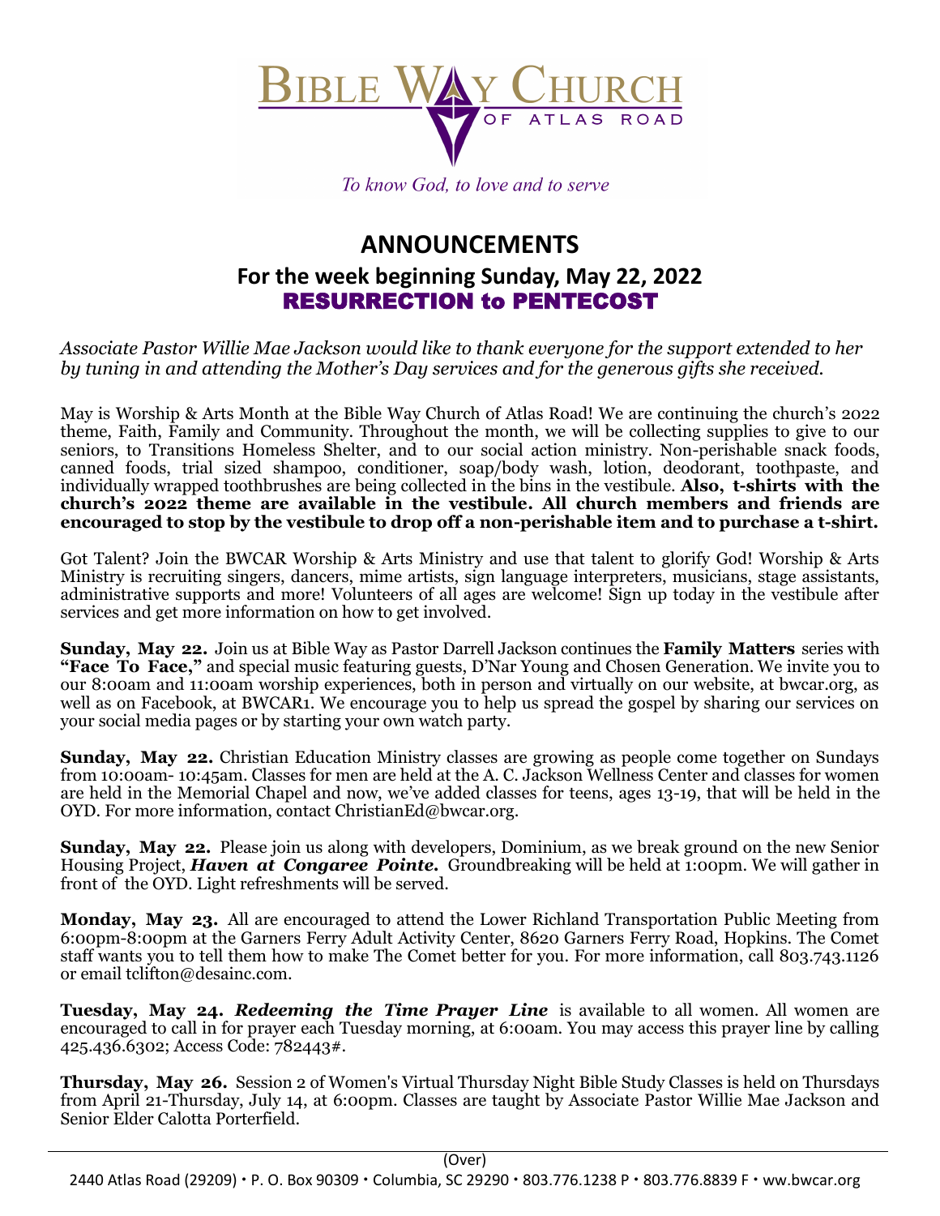# BIBLE WAY CHURCH OF ATLAS ROAD

*To know God, to love and to serve*

## ANNOUNCEMENTS

### For the week beginning Sunday, May 22, 2022

### RESURRECTION to PENTECOST

*Associate Pastor Willie Mae Jackson would like to thank everyone for the support extended to her by tuning in and attending the Mother's Day services and for the generous gifts she received.*

May is Worship & Arts Month at the Bible Way Church of Atlas Road! We are continuing the church's 2022 theme, Faith, Family and Community. Throughout the month, we will be collecting supplies to give to our seniors, to Transitions Homeless Shelter, and to our social action ministry. Non-perishable snack foods, canned foods, trial sized shampoo, conditioner, soap/body wash, lotion, deodorant, toothpaste, and individually wrapped toothbrushes are being collected in the bins in the vestibule. **Also, t-shirts with the church's 2022 theme are available in the vestibule. All church members and friends are encouraged to stop by the vestibule to drop off a non-perishable item and to purchase a t-shirt.**

Got Talent? Join the BWCAR Worship & Arts Ministry and use that talent to glorify God! Worship & Arts Ministry is recruiting singers, dancers, mime artists, sign language interpreters, musicians, stage assistants, administrative supports and more! Volunteers of all ages are welcome! Sign up today in the vestibule after services and get more information on how to get involved.

**Sunday, May 22.** Join us at Bible Way as Pastor Darrell Jackson continues the **Family Matters** series with **"Face To Face,"** and special music featuring guests, D'Nar Young and Chosen Generation. We invite you to our 8:00am and 11:00am worship experiences, both in person and virtually on our website, at bwcar.org, as well as on Facebook, at BWCAR1. We encourage you to help us spread the gospel by sharing our services on your social media pages or by starting your own watch party.

**Sunday, May 22.** Christian Education Ministry classes are growing as people come together on Sundays from 10:00am- 10:45am. Classes for men are held at the A. C. Jackson Wellness Center and classes for women are held in the Memorial Chapel and now, we've added classes for teens, ages 13-19, that will be held in the OYD. For more information, contact ChristianEd@bwcar.org.

**Sunday, May 22.** Please join us along with developers, Dominium, as we break ground on the new Senior Housing Project, ***Haven at Congaree Pointe.*** Groundbreaking will be held at 1:00pm. We will gather in front of the OYD. Light refreshments will be served.

**Monday, May 23.** All are encouraged to attend the Lower Richland Transportation Public Meeting from 6:00pm-8:00pm at the Garners Ferry Adult Activity Center, 8620 Garners Ferry Road, Hopkins. The Comet staff wants you to tell them how to make The Comet better for you. For more information, call 803.743.1126 or email tclifton@desainc.com.

**Tuesday, May 24.** ***Redeeming the Time Prayer Line*** is available to all women. All women are encouraged to call in for prayer each Tuesday morning, at 6:00am. You may access this prayer line by calling 425.436.6302; Access Code: 782443#.

**Thursday, May 26.** Session 2 of Women's Virtual Thursday Night Bible Study Classes is held on Thursdays from April 21-Thursday, July 14, at 6:00pm. Classes are taught by Associate Pastor Willie Mae Jackson and Senior Elder Calotta Porterfield.

(Over)

2440 Atlas Road (29209) • P. O. Box 90309 • Columbia, SC 29290 • 803.776.1238 P • 803.776.8839 F • www.bwcar.org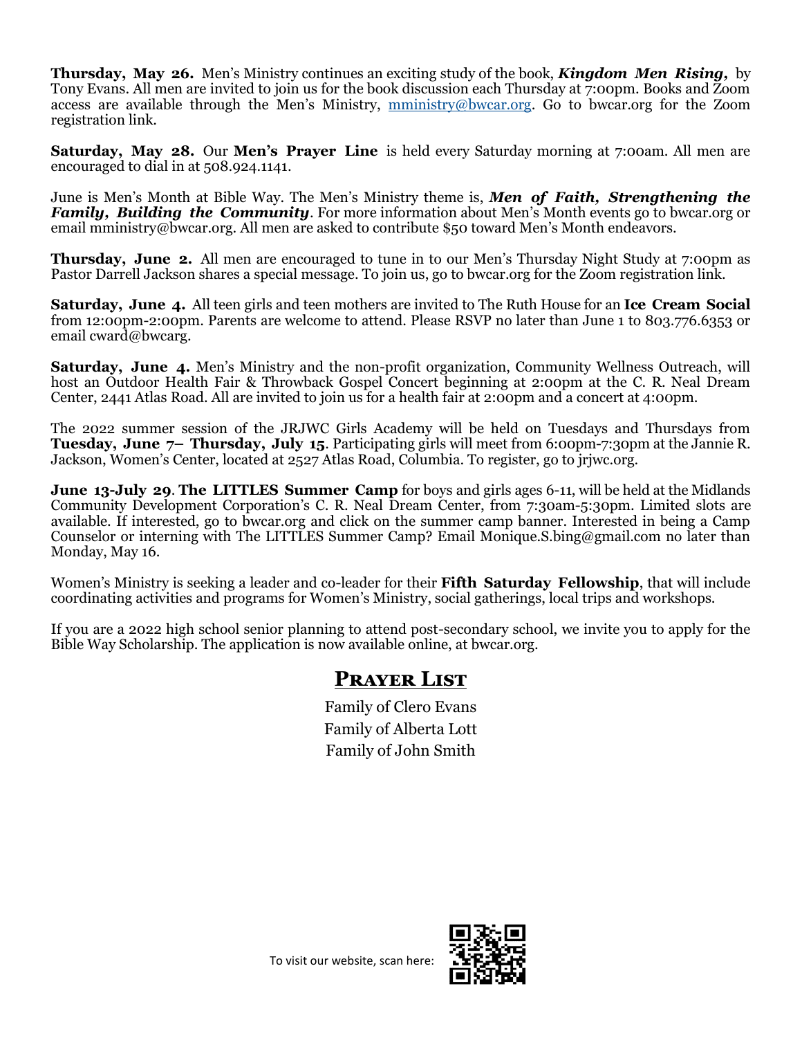**Thursday, May 26.** Men's Ministry continues an exciting study of the book, ***Kingdom Men Rising***, by Tony Evans. All men are invited to join us for the book discussion each Thursday at 7:00pm. Books and Zoom access are available through the Men's Ministry, mministry@bwcar.org. Go to bwcar.org for the Zoom registration link.

**Saturday, May 28.** Our **Men's Prayer Line** is held every Saturday morning at 7:00am. All men are encouraged to dial in at 508.924.1141.

June is Men's Month at Bible Way. The Men's Ministry theme is, ***Men of Faith, Strengthening the Family, Building the Community***. For more information about Men's Month events go to bwcar.org or email mministry@bwcar.org. All men are asked to contribute $50 toward Men's Month endeavors.

**Thursday, June 2.** All men are encouraged to tune in to our Men's Thursday Night Study at 7:00pm as Pastor Darrell Jackson shares a special message. To join us, go to bwcar.org for the Zoom registration link.

**Saturday, June 4.** All teen girls and teen mothers are invited to The Ruth House for an **Ice Cream Social** from 12:00pm-2:00pm. Parents are welcome to attend. Please RSVP no later than June 1 to 803.776.6353 or email cward@bwcarg.

**Saturday, June 4.** Men's Ministry and the non-profit organization, Community Wellness Outreach, will host an Outdoor Health Fair & Throwback Gospel Concert beginning at 2:00pm at the C. R. Neal Dream Center, 2441 Atlas Road. All are invited to join us for a health fair at 2:00pm and a concert at 4:00pm.

The 2022 summer session of the JRJWC Girls Academy will be held on Tuesdays and Thursdays from **Tuesday, June 7– Thursday, July 15**. Participating girls will meet from 6:00pm-7:30pm at the Jannie R. Jackson, Women's Center, located at 2527 Atlas Road, Columbia. To register, go to jrjwc.org.

**June 13-July 29**. **The LITTLES Summer Camp** for boys and girls ages 6-11, will be held at the Midlands Community Development Corporation's C. R. Neal Dream Center, from 7:30am-5:30pm. Limited slots are available. If interested, go to bwcar.org and click on the summer camp banner. Interested in being a Camp Counselor or interning with The LITTLES Summer Camp? Email Monique.S.bing@gmail.com no later than Monday, May 16.

Women's Ministry is seeking a leader and co-leader for their **Fifth Saturday Fellowship**, that will include coordinating activities and programs for Women's Ministry, social gatherings, local trips and workshops.

If you are a 2022 high school senior planning to attend post-secondary school, we invite you to apply for the Bible Way Scholarship. The application is now available online, at bwcar.org.

## Prayer List

Family of Clero Evans
Family of Alberta Lott
Family of John Smith

To visit our website, scan here: